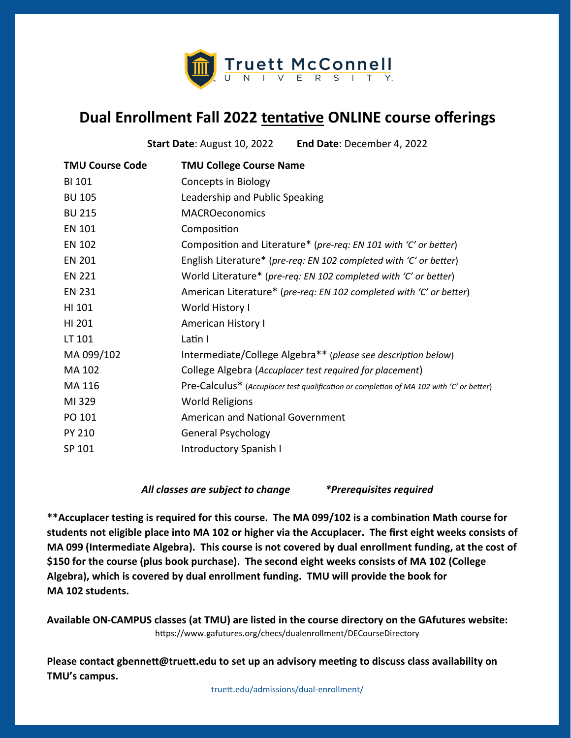Truett McConnell University

# Dual Enrollment Fall 2022 tentative ONLINE course offerings

**Start Date**: August 10, 2022 **End Date**: December 4, 2022

| TMU Course Code | TMU College Course Name |
|---|---|
| BI 101 | Concepts in Biology |
| BU 105 | Leadership and Public Speaking |
| BU 215 | MACROeconomics |
| EN 101 | Composition |
| EN 102 | Composition and Literature* (*pre-req: EN 101 with 'C' or better*) |
| EN 201 | English Literature* (*pre-req: EN 102 completed with 'C' or better*) |
| EN 221 | World Literature* (*pre-req: EN 102 completed with 'C' or better*) |
| EN 231 | American Literature* (*pre-req: EN 102 completed with 'C' or better*) |
| HI 101 | World History I |
| HI 201 | American History I |
| LT 101 | Latin I |
| MA 099/102 | Intermediate/College Algebra** (*please see description below*) |
| MA 102 | College Algebra (*Accuplacer test required for placement*) |
| MA 116 | Pre-Calculus* (*Accuplacer test qualification or completion of MA 102 with 'C' or better*) |
| MI 329 | World Religions |
| PO 101 | American and National Government |
| PY 210 | General Psychology |
| SP 101 | Introductory Spanish I |

***All classes are subject to change*** ****Prerequisites required***

****Accuplacer testing is required for this course. The MA 099/102 is a combination Math course for students not eligible place into MA 102 or higher via the Accuplacer. The first eight weeks consists of MA 099 (Intermediate Algebra). This course is not covered by dual enrollment funding, at the cost of $150 for the course (plus book purchase). The second eight weeks consists of MA 102 (College Algebra), which is covered by dual enrollment funding. TMU will provide the book for MA 102 students.**

**Available ON-CAMPUS classes (at TMU) are listed in the course directory on the GAfutures website:**
https://www.gafutures.org/checs/dualenrollment/DECourseDirectory

**Please contact gbennett@truett.edu to set up an advisory meeting to discuss class availability on TMU's campus.**

truett.edu/admissions/dual-enrollment/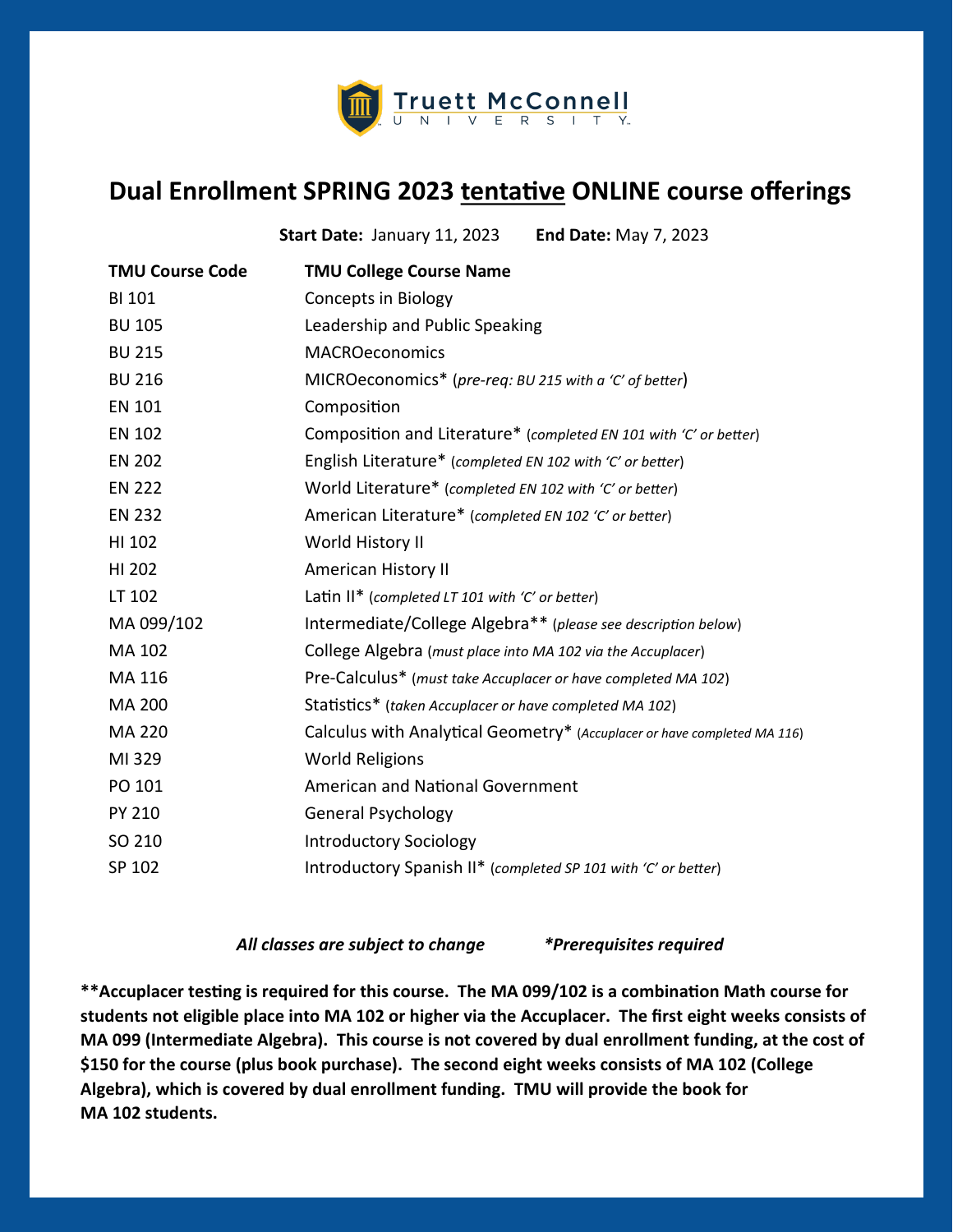Truett McConnell University

# Dual Enrollment SPRING 2023 tentative ONLINE course offerings

**Start Date:** January 11, 2023 **End Date:** May 7, 2023

| TMU Course Code | TMU College Course Name |
|---|---|
| BI 101 | Concepts in Biology |
| BU 105 | Leadership and Public Speaking |
| BU 215 | MACROeconomics |
| BU 216 | MICROeconomics* (*pre-req: BU 215 with a 'C' of better*) |
| EN 101 | Composition |
| EN 102 | Composition and Literature* (*completed EN 101 with 'C' or better*) |
| EN 202 | English Literature* (*completed EN 102 with 'C' or better*) |
| EN 222 | World Literature* (*completed EN 102 with 'C' or better*) |
| EN 232 | American Literature* (*completed EN 102 'C' or better*) |
| HI 102 | World History II |
| HI 202 | American History II |
| LT 102 | Latin II* (*completed LT 101 with 'C' or better*) |
| MA 099/102 | Intermediate/College Algebra** (*please see description below*) |
| MA 102 | College Algebra (*must place into MA 102 via the Accuplacer*) |
| MA 116 | Pre-Calculus* (*must take Accuplacer or have completed MA 102*) |
| MA 200 | Statistics* (*taken Accuplacer or have completed MA 102*) |
| MA 220 | Calculus with Analytical Geometry* (*Accuplacer or have completed MA 116*) |
| MI 329 | World Religions |
| PO 101 | American and National Government |
| PY 210 | General Psychology |
| SO 210 | Introductory Sociology |
| SP 102 | Introductory Spanish II* (*completed SP 101 with 'C' or better*) |

***All classes are subject to change*** ***\*Prerequisites required***

**\*\*Accuplacer testing is required for this course. The MA 099/102 is a combination Math course for students not eligible place into MA 102 or higher via the Accuplacer. The first eight weeks consists of MA 099 (Intermediate Algebra). This course is not covered by dual enrollment funding, at the cost of $150 for the course (plus book purchase). The second eight weeks consists of MA 102 (College Algebra), which is covered by dual enrollment funding. TMU will provide the book for MA 102 students.**